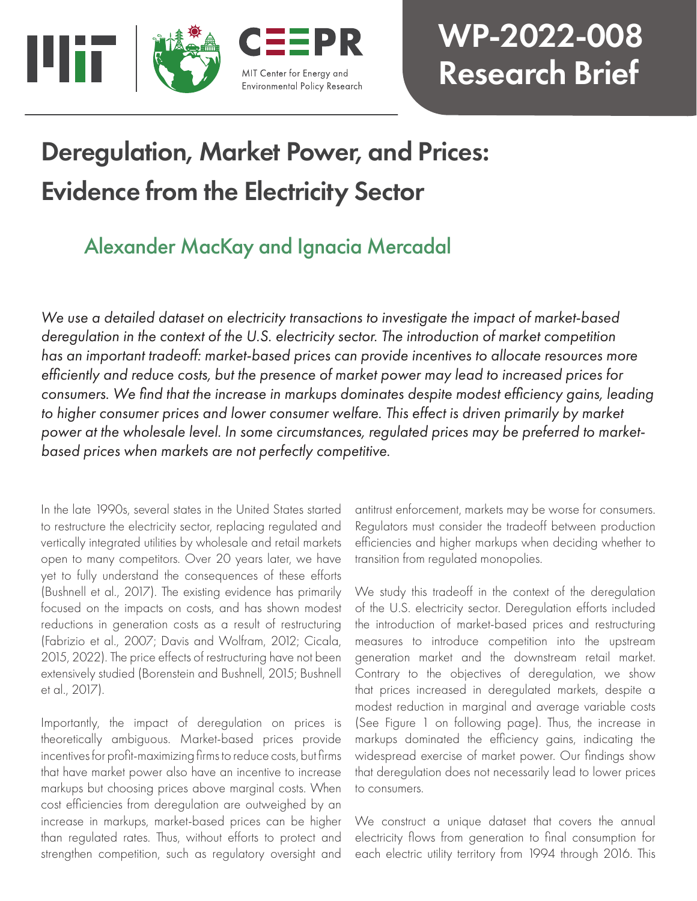WP-2022-008
Research Brief

# Deregulation, Market Power, and Prices: Evidence from the Electricity Sector

## Alexander MacKay and Ignacia Mercadal

*We use a detailed dataset on electricity transactions to investigate the impact of market-based deregulation in the context of the U.S. electricity sector. The introduction of market competition has an important tradeoff: market-based prices can provide incentives to allocate resources more efficiently and reduce costs, but the presence of market power may lead to increased prices for consumers. We find that the increase in markups dominates despite modest efficiency gains, leading to higher consumer prices and lower consumer welfare. This effect is driven primarily by market power at the wholesale level. In some circumstances, regulated prices may be preferred to market-based prices when markets are not perfectly competitive.*

In the late 1990s, several states in the United States started to restructure the electricity sector, replacing regulated and vertically integrated utilities by wholesale and retail markets open to many competitors. Over 20 years later, we have yet to fully understand the consequences of these efforts (Bushnell et al., 2017). The existing evidence has primarily focused on the impacts on costs, and has shown modest reductions in generation costs as a result of restructuring (Fabrizio et al., 2007; Davis and Wolfram, 2012; Cicala, 2015, 2022). The price effects of restructuring have not been extensively studied (Borenstein and Bushnell, 2015; Bushnell et al., 2017).

Importantly, the impact of deregulation on prices is theoretically ambiguous. Market-based prices provide incentives for profit-maximizing firms to reduce costs, but firms that have market power also have an incentive to increase markups but choosing prices above marginal costs. When cost efficiencies from deregulation are outweighed by an increase in markups, market-based prices can be higher than regulated rates. Thus, without efforts to protect and strengthen competition, such as regulatory oversight and antitrust enforcement, markets may be worse for consumers. Regulators must consider the tradeoff between production efficiencies and higher markups when deciding whether to transition from regulated monopolies.

We study this tradeoff in the context of the deregulation of the U.S. electricity sector. Deregulation efforts included the introduction of market-based prices and restructuring measures to introduce competition into the upstream generation market and the downstream retail market. Contrary to the objectives of deregulation, we show that prices increased in deregulated markets, despite a modest reduction in marginal and average variable costs (See Figure 1 on following page). Thus, the increase in markups dominated the efficiency gains, indicating the widespread exercise of market power. Our findings show that deregulation does not necessarily lead to lower prices to consumers.

We construct a unique dataset that covers the annual electricity flows from generation to final consumption for each electric utility territory from 1994 through 2016. This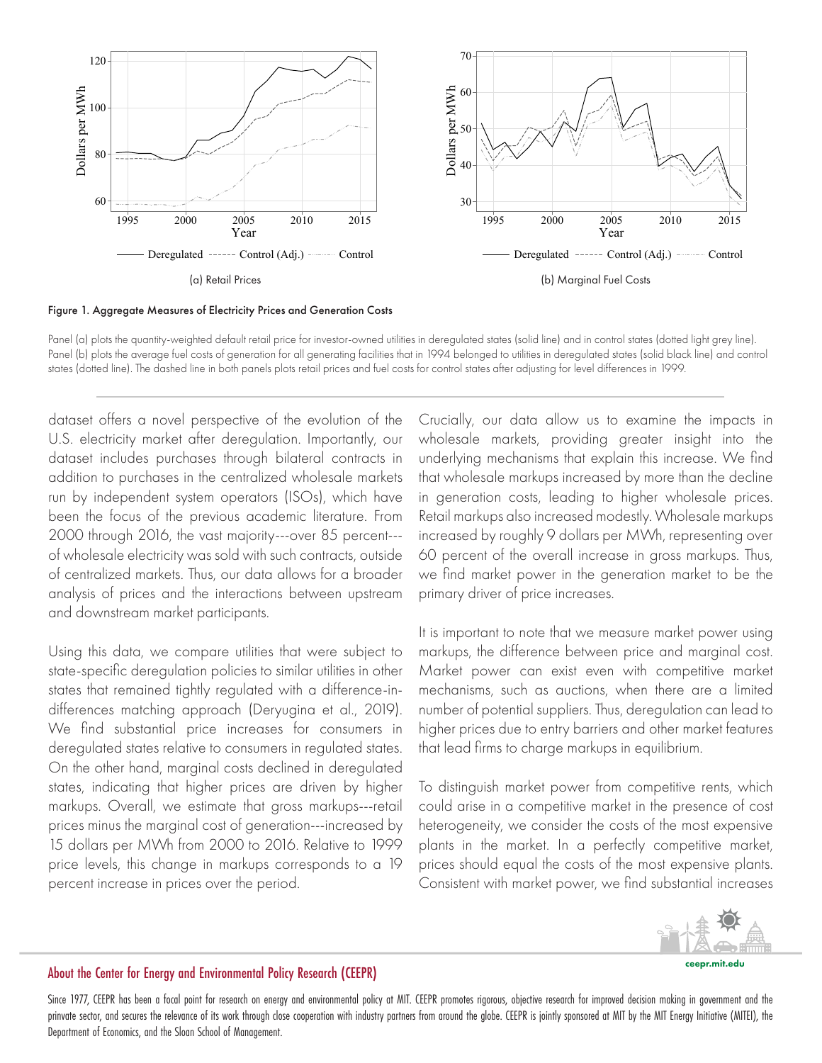(a) Retail Prices

(b) Marginal Fuel Costs

Figure 1. Aggregate Measures of Electricity Prices and Generation Costs

Panel (a) plots the quantity-weighted default retail price for investor-owned utilities in deregulated states (solid line) and in control states (dotted light grey line). Panel (b) plots the average fuel costs of generation for all generating facilities that in 1994 belonged to utilities in deregulated states (solid black line) and control states (dotted line). The dashed line in both panels plots retail prices and fuel costs for control states after adjusting for level differences in 1999.

dataset offers a novel perspective of the evolution of the U.S. electricity market after deregulation. Importantly, our dataset includes purchases through bilateral contracts in addition to purchases in the centralized wholesale markets run by independent system operators (ISOs), which have been the focus of the previous academic literature. From 2000 through 2016, the vast majority---over 85 percent---of wholesale electricity was sold with such contracts, outside of centralized markets. Thus, our data allows for a broader analysis of prices and the interactions between upstream and downstream market participants.

Using this data, we compare utilities that were subject to state-specific deregulation policies to similar utilities in other states that remained tightly regulated with a difference-in-differences matching approach (Deryugina et al., 2019). We find substantial price increases for consumers in deregulated states relative to consumers in regulated states. On the other hand, marginal costs declined in deregulated states, indicating that higher prices are driven by higher markups. Overall, we estimate that gross markups---retail prices minus the marginal cost of generation---increased by 15 dollars per MWh from 2000 to 2016. Relative to 1999 price levels, this change in markups corresponds to a 19 percent increase in prices over the period.

Crucially, our data allow us to examine the impacts in wholesale markets, providing greater insight into the underlying mechanisms that explain this increase. We find that wholesale markups increased by more than the decline in generation costs, leading to higher wholesale prices. Retail markups also increased modestly. Wholesale markups increased by roughly 9 dollars per MWh, representing over 60 percent of the overall increase in gross markups. Thus, we find market power in the generation market to be the primary driver of price increases.

It is important to note that we measure market power using markups, the difference between price and marginal cost. Market power can exist even with competitive market mechanisms, such as auctions, when there are a limited number of potential suppliers. Thus, deregulation can lead to higher prices due to entry barriers and other market features that lead firms to charge markups in equilibrium.

To distinguish market power from competitive rents, which could arise in a competitive market in the presence of cost heterogeneity, we consider the costs of the most expensive plants in the market. In a perfectly competitive market, prices should equal the costs of the most expensive plants. Consistent with market power, we find substantial increases

## About the Center for Energy and Environmental Policy Research (CEEPR)

Since 1977, CEEPR has been a focal point for research on energy and environmental policy at MIT. CEEPR promotes rigorous, objective research for improved decision making in government and the prinvate sector, and secures the relevance of its work through close cooperation with industry partners from around the globe. CEEPR is jointly sponsored at MIT by the MIT Energy Initiative (MITEI), the Department of Economics, and the Sloan School of Management.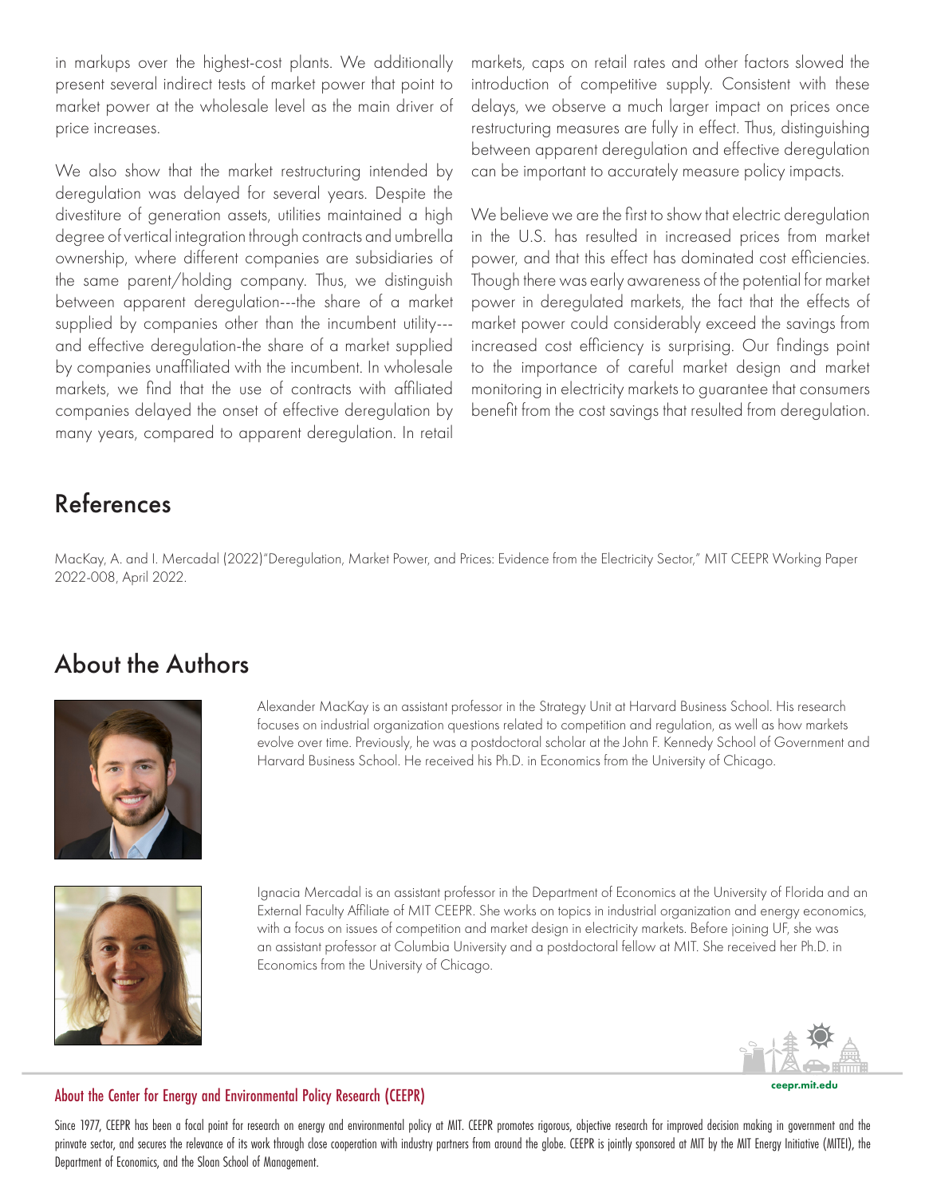in markups over the highest-cost plants. We additionally present several indirect tests of market power that point to market power at the wholesale level as the main driver of price increases.

We also show that the market restructuring intended by deregulation was delayed for several years. Despite the divestiture of generation assets, utilities maintained a high degree of vertical integration through contracts and umbrella ownership, where different companies are subsidiaries of the same parent/holding company. Thus, we distinguish between apparent deregulation---the share of a market supplied by companies other than the incumbent utility---and effective deregulation-the share of a market supplied by companies unaffiliated with the incumbent. In wholesale markets, we find that the use of contracts with affiliated companies delayed the onset of effective deregulation by many years, compared to apparent deregulation. In retail markets, caps on retail rates and other factors slowed the introduction of competitive supply. Consistent with these delays, we observe a much larger impact on prices once restructuring measures are fully in effect. Thus, distinguishing between apparent deregulation and effective deregulation can be important to accurately measure policy impacts.

We believe we are the first to show that electric deregulation in the U.S. has resulted in increased prices from market power, and that this effect has dominated cost efficiencies. Though there was early awareness of the potential for market power in deregulated markets, the fact that the effects of market power could considerably exceed the savings from increased cost efficiency is surprising. Our findings point to the importance of careful market design and market monitoring in electricity markets to guarantee that consumers benefit from the cost savings that resulted from deregulation.

## References

MacKay, A. and I. Mercadal (2022)"Deregulation, Market Power, and Prices: Evidence from the Electricity Sector," MIT CEEPR Working Paper 2022-008, April 2022.

## About the Authors

Alexander MacKay is an assistant professor in the Strategy Unit at Harvard Business School. His research focuses on industrial organization questions related to competition and regulation, as well as how markets evolve over time. Previously, he was a postdoctoral scholar at the John F. Kennedy School of Government and Harvard Business School. He received his Ph.D. in Economics from the University of Chicago.

Ignacia Mercadal is an assistant professor in the Department of Economics at the University of Florida and an External Faculty Affiliate of MIT CEEPR. She works on topics in industrial organization and energy economics, with a focus on issues of competition and market design in electricity markets. Before joining UF, she was an assistant professor at Columbia University and a postdoctoral fellow at MIT. She received her Ph.D. in Economics from the University of Chicago.

ceepr.mit.edu

### About the Center for Energy and Environmental Policy Research (CEEPR)

Since 1977, CEEPR has been a focal point for research on energy and environmental policy at MIT. CEEPR promotes rigorous, objective research for improved decision making in government and the prinvate sector, and secures the relevance of its work through close cooperation with industry partners from around the globe. CEEPR is jointly sponsored at MIT by the MIT Energy Initiative (MITEI), the Department of Economics, and the Sloan School of Management.